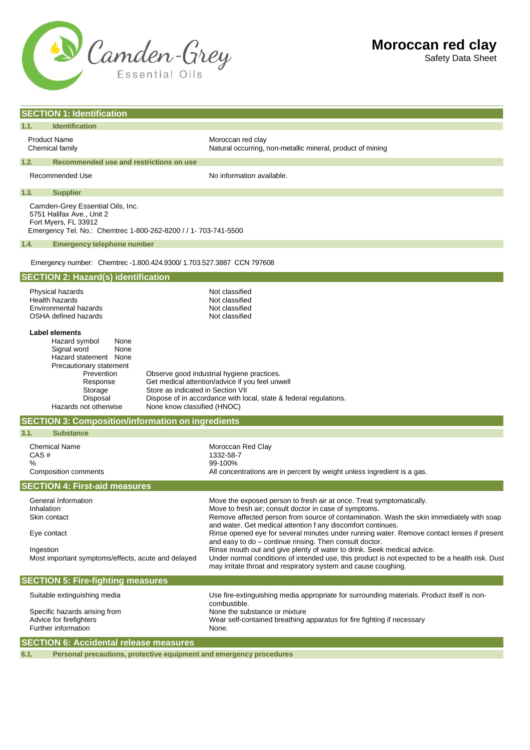# Moroccan red clay

Safety Data Sheet

## SECTION 1: Identification

### 1.1. Identification

| | |
|---|---|
| Product Name | Moroccan red clay |
| Chemical family | Natural occurring, non-metallic mineral, product of mining |

### 1.2. Recommended use and restrictions on use

| | |
|---|---|
| Recommended Use | No information available. |

### 1.3. Supplier

Camden-Grey Essential Oils, Inc.
5751 Halifax Ave., Unit 2
Fort Myers, FL 33912
Emergency Tel. No.: Chemtrec 1-800-262-8200 / / 1- 703-741-5500

### 1.4. Emergency telephone number

Emergency number: Chemtrec -1.800.424.9300/ 1.703.527.3887 CCN 797608

## SECTION 2: Hazard(s) identification

| | |
|---|---|
| Physical hazards | Not classified |
| Health hazards | Not classified |
| Environmental hazards | Not classified |
| OSHA defined hazards | Not classified |

**Label elements**

Hazard symbol None
Signal word None
Hazard statement None
Precautionary statement

| | |
|---|---|
| Prevention | Observe good industrial hygiene practices. |
| Response | Get medical attention/advice if you feel unwell |
| Storage | Store as indicated in Section VII |
| Disposal | Dispose of in accordance with local, state & federal regulations. |
| Hazards not otherwise | None know classified (HNOC) |

## SECTION 3: Composition/information on ingredients

### 3.1. Substance

| | |
|---|---|
| Chemical Name | Moroccan Red Clay |
| CAS # | 1332-58-7 |
| % | 99-100% |
| Composition comments | All concentrations are in percent by weight unless ingredient is a gas. |

## SECTION 4: First-aid measures

| | |
|---|---|
| General Information | Move the exposed person to fresh air at once. Treat symptomatically. |
| Inhalation | Move to fresh air; consult doctor in case of symptoms. |
| Skin contact | Remove affected person from source of contamination. Wash the skin immediately with soap and water. Get medical attention f any discomfort continues. |
| Eye contact | Rinse opened eye for several minutes under running water. Remove contact lenses if present and easy to do – continue rinsing. Then consult doctor. |
| Ingestion | Rinse mouth out and give plenty of water to drink. Seek medical advice. |
| Most important symptoms/effects, acute and delayed | Under normal conditions of intended use, this product is not expected to be a health risk. Dust may irritate throat and respiratory system and cause coughing. |

## SECTION 5: Fire-fighting measures

| | |
|---|---|
| Suitable extinguishing media | Use fire-extinguishing media appropriate for surrounding materials. Product itself is non-combustible. |
| Specific hazards arising from | None the substance or mixture |
| Advice for firefighters | Wear self-contained breathing apparatus for fire fighting if necessary |
| Further information | None. |

## SECTION 6: Accidental release measures

### 6.1. Personal precautions, protective equipment and emergency procedures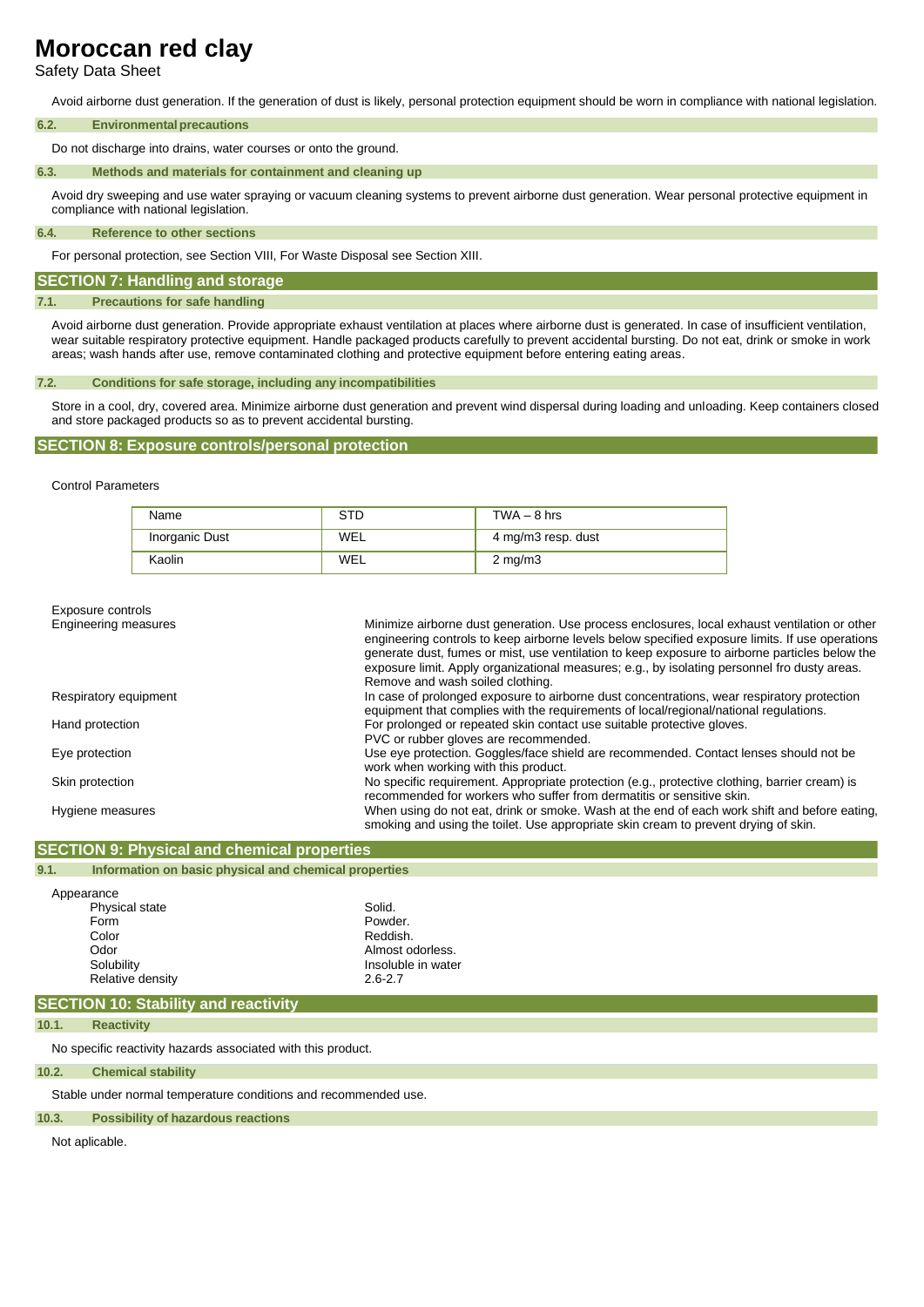Avoid airborne dust generation. If the generation of dust is likely, personal protection equipment should be worn in compliance with national legislation.

### 6.2. Environmental precautions

Do not discharge into drains, water courses or onto the ground.

### 6.3. Methods and materials for containment and cleaning up

Avoid dry sweeping and use water spraying or vacuum cleaning systems to prevent airborne dust generation. Wear personal protective equipment in compliance with national legislation.

### 6.4. Reference to other sections

For personal protection, see Section VIII, For Waste Disposal see Section XIII.

## SECTION 7: Handling and storage

### 7.1. Precautions for safe handling

Avoid airborne dust generation. Provide appropriate exhaust ventilation at places where airborne dust is generated. In case of insufficient ventilation, wear suitable respiratory protective equipment. Handle packaged products carefully to prevent accidental bursting. Do not eat, drink or smoke in work areas; wash hands after use, remove contaminated clothing and protective equipment before entering eating areas.

### 7.2. Conditions for safe storage, including any incompatibilities

Store in a cool, dry, covered area. Minimize airborne dust generation and prevent wind dispersal during loading and unloading. Keep containers closed and store packaged products so as to prevent accidental bursting.

## SECTION 8: Exposure controls/personal protection

Control Parameters

| Name | STD | TWA – 8 hrs |
|---|---|---|
| Inorganic Dust | WEL | 4 mg/m3 resp. dust |
| Kaolin | WEL | 2 mg/m3 |

Exposure controls

| | |
|---|---|
| Engineering measures | Minimize airborne dust generation. Use process enclosures, local exhaust ventilation or other engineering controls to keep airborne levels below specified exposure limits. If use operations generate dust, fumes or mist, use ventilation to keep exposure to airborne particles below the exposure limit. Apply organizational measures; e.g., by isolating personnel fro dusty areas. Remove and wash soiled clothing. |
| Respiratory equipment | In case of prolonged exposure to airborne dust concentrations, wear respiratory protection equipment that complies with the requirements of local/regional/national regulations. |
| Hand protection | For prolonged or repeated skin contact use suitable protective gloves. PVC or rubber gloves are recommended. |
| Eye protection | Use eye protection. Goggles/face shield are recommended. Contact lenses should not be work when working with this product. |
| Skin protection | No specific requirement. Appropriate protection (e.g., protective clothing, barrier cream) is recommended for workers who suffer from dermatitis or sensitive skin. |
| Hygiene measures | When using do not eat, drink or smoke. Wash at the end of each work shift and before eating, smoking and using the toilet. Use appropriate skin cream to prevent drying of skin. |

## SECTION 9: Physical and chemical properties

### 9.1. Information on basic physical and chemical properties

Appearance

| | |
|---|---|
| Physical state | Solid. |
| Form | Powder. |
| Color | Reddish. |
| Odor | Almost odorless. |
| Solubility | Insoluble in water |
| Relative density | 2.6-2.7 |

## SECTION 10: Stability and reactivity

### 10.1. Reactivity

No specific reactivity hazards associated with this product.

### 10.2. Chemical stability

Stable under normal temperature conditions and recommended use.

### 10.3. Possibility of hazardous reactions

Not aplicable.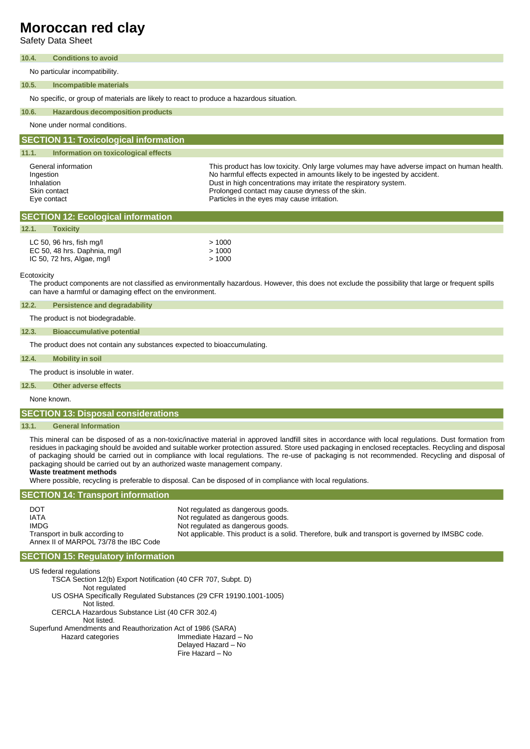#### 10.4. Conditions to avoid

No particular incompatibility.

#### 10.5. Incompatible materials

No specific, or group of materials are likely to react to produce a hazardous situation.

#### 10.6. Hazardous decomposition products

None under normal conditions.

## SECTION 11: Toxicological information

#### 11.1. Information on toxicological effects

| | |
|---|---|
| General information | This product has low toxicity. Only large volumes may have adverse impact on human health. |
| Ingestion | No harmful effects expected in amounts likely to be ingested by accident. |
| Inhalation | Dust in high concentrations may irritate the respiratory system. |
| Skin contact | Prolonged contact may cause dryness of the skin. |
| Eye contact | Particles in the eyes may cause irritation. |

## SECTION 12: Ecological information

#### 12.1. Toxicity

| | |
|---|---|
| LC 50, 96 hrs, fish mg/l | > 1000 |
| EC 50, 48 hrs. Daphnia, mg/l | > 1000 |
| IC 50, 72 hrs, Algae, mg/l | > 1000 |

Ecotoxicity

The product components are not classified as environmentally hazardous. However, this does not exclude the possibility that large or frequent spills can have a harmful or damaging effect on the environment.

#### 12.2. Persistence and degradability

The product is not biodegradable.

#### 12.3. Bioaccumulative potential

The product does not contain any substances expected to bioaccumulating.

#### 12.4. Mobility in soil

The product is insoluble in water.

#### 12.5. Other adverse effects

None known.

## SECTION 13: Disposal considerations

#### 13.1. General Information

This mineral can be disposed of as a non-toxic/inactive material in approved landfill sites in accordance with local regulations. Dust formation from residues in packaging should be avoided and suitable worker protection assured. Store used packaging in enclosed receptacles. Recycling and disposal of packaging should be carried out in compliance with local regulations. The re-use of packaging is not recommended. Recycling and disposal of packaging should be carried out by an authorized waste management company.

**Waste treatment methods**

Where possible, recycling is preferable to disposal. Can be disposed of in compliance with local regulations.

## SECTION 14: Transport information

| | |
|---|---|
| DOT | Not regulated as dangerous goods. |
| IATA | Not regulated as dangerous goods. |
| IMDG | Not regulated as dangerous goods. |
| Transport in bulk according to Annex II of MARPOL 73/78 the IBC Code | Not applicable. This product is a solid. Therefore, bulk and transport is governed by IMSBC code. |

## SECTION 15: Regulatory information

US federal regulations

- TSCA Section 12(b) Export Notification (40 CFR 707, Subpt. D)
  - Not regulated
- US OSHA Specifically Regulated Substances (29 CFR 19190.1001-1005)
  - Not listed.
- CERCLA Hazardous Substance List (40 CFR 302.4)
  - Not listed.

Superfund Amendments and Reauthorization Act of 1986 (SARA)

| | |
|---|---|
| Hazard categories | Immediate Hazard – No |
| | Delayed Hazard – No |
| | Fire Hazard – No |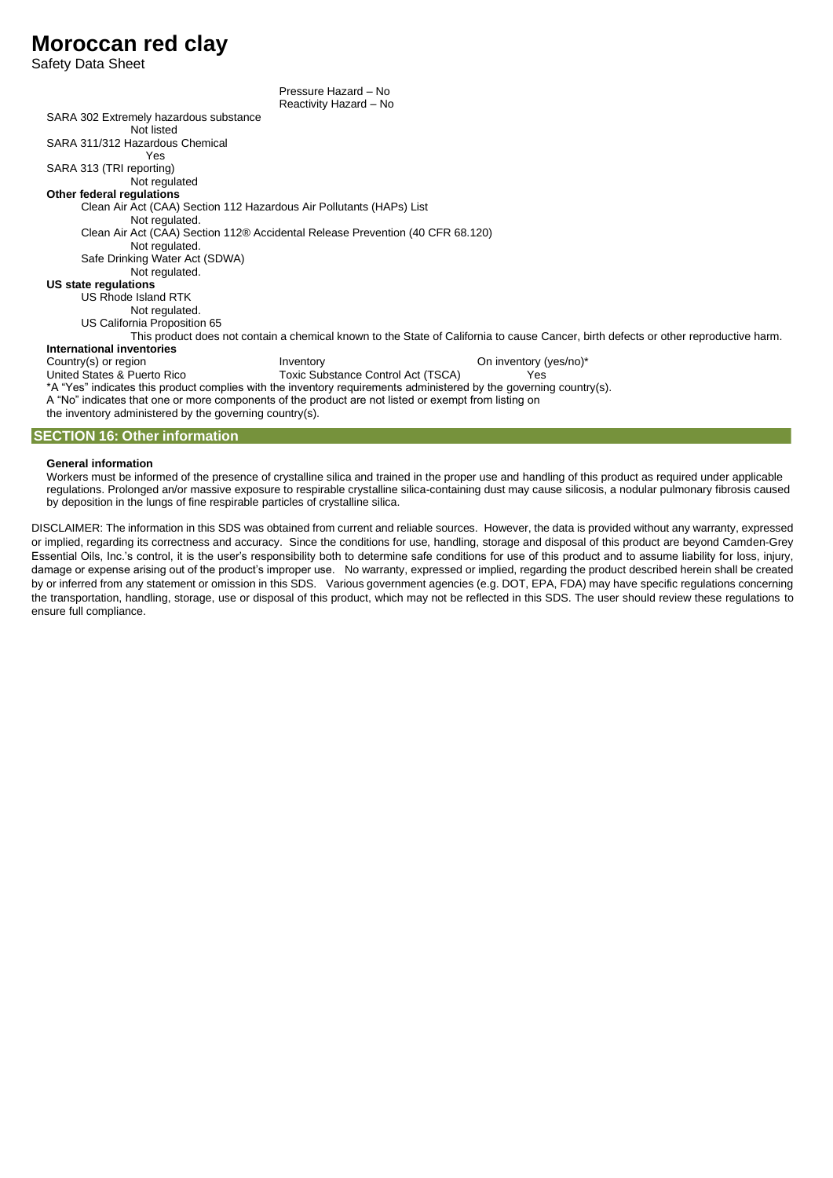# Moroccan red clay

Safety Data Sheet

Pressure Hazard – No
Reactivity Hazard – No

SARA 302 Extremely hazardous substance
Not listed

SARA 311/312 Hazardous Chemical
Yes

SARA 313 (TRI reporting)
Not regulated

**Other federal regulations**

Clean Air Act (CAA) Section 112 Hazardous Air Pollutants (HAPs) List
Not regulated.

Clean Air Act (CAA) Section 112® Accidental Release Prevention (40 CFR 68.120)
Not regulated.

Safe Drinking Water Act (SDWA)
Not regulated.

**US state regulations**

US Rhode Island RTK
Not regulated.

US California Proposition 65
This product does not contain a chemical known to the State of California to cause Cancer, birth defects or other reproductive harm.

**International inventories**

| Country(s) or region | Inventory | On inventory (yes/no)* |
|---|---|---|
| United States & Puerto Rico | Toxic Substance Control Act (TSCA) | Yes |

*A "Yes" indicates this product complies with the inventory requirements administered by the governing country(s).
A "No" indicates that one or more components of the product are not listed or exempt from listing on the inventory administered by the governing country(s).

## SECTION 16: Other information

**General information**

Workers must be informed of the presence of crystalline silica and trained in the proper use and handling of this product as required under applicable regulations. Prolonged an/or massive exposure to respirable crystalline silica-containing dust may cause silicosis, a nodular pulmonary fibrosis caused by deposition in the lungs of fine respirable particles of crystalline silica.

DISCLAIMER: The information in this SDS was obtained from current and reliable sources. However, the data is provided without any warranty, expressed or implied, regarding its correctness and accuracy. Since the conditions for use, handling, storage and disposal of this product are beyond Camden-Grey Essential Oils, Inc.'s control, it is the user's responsibility both to determine safe conditions for use of this product and to assume liability for loss, injury, damage or expense arising out of the product's improper use. No warranty, expressed or implied, regarding the product described herein shall be created by or inferred from any statement or omission in this SDS. Various government agencies (e.g. DOT, EPA, FDA) may have specific regulations concerning the transportation, handling, storage, use or disposal of this product, which may not be reflected in this SDS. The user should review these regulations to ensure full compliance.